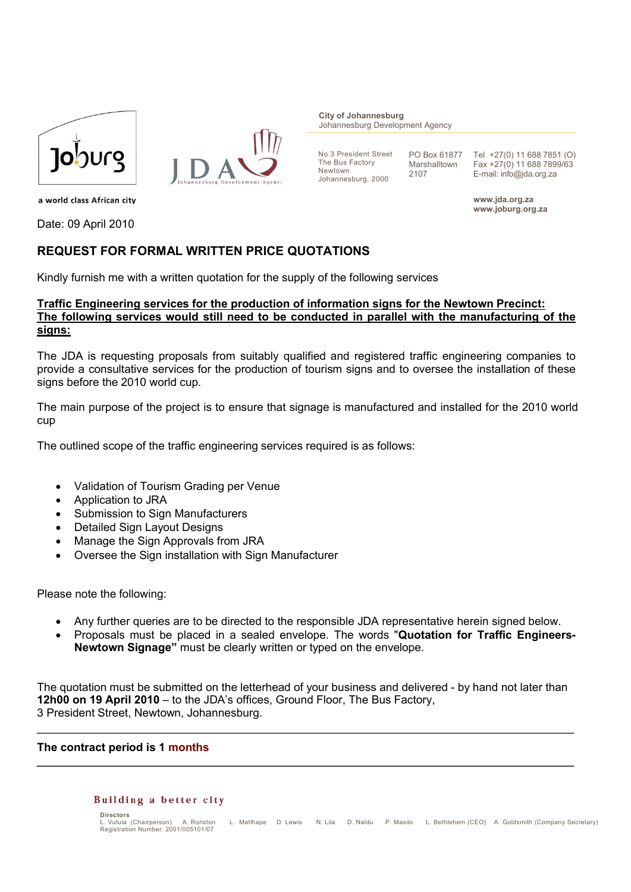Joburg

a world class African city

JDA Johannesburg Development Agency

**City of Johannesburg**
Johannesburg Development Agency

No 3 President Street
The Bus Factory
Newtown
Johannesburg, 2000

PO Box 61877
Marshalltown
2107

Tel +27(0) 11 688 7851 (O)
Fax +27(0) 11 688 7899/63
E-mail: info@jda.org.za

**www.jda.org.za**
**www.joburg.org.za**

Date: 09 April 2010

## REQUEST FOR FORMAL WRITTEN PRICE QUOTATIONS

Kindly furnish me with a written quotation for the supply of the following services

**Traffic Engineering services for the production of information signs for the Newtown Precinct: The following services would still need to be conducted in parallel with the manufacturing of the signs:**

The JDA is requesting proposals from suitably qualified and registered traffic engineering companies to provide a consultative services for the production of tourism signs and to oversee the installation of these signs before the 2010 world cup.

The main purpose of the project is to ensure that signage is manufactured and installed for the 2010 world cup

The outlined scope of the traffic engineering services required is as follows:

- Validation of Tourism Grading per Venue
- Application to JRA
- Submission to Sign Manufacturers
- Detailed Sign Layout Designs
- Manage the Sign Approvals from JRA
- Oversee the Sign installation with Sign Manufacturer

Please note the following:

- Any further queries are to be directed to the responsible JDA representative herein signed below.
- Proposals must be placed in a sealed envelope. The words "**Quotation for Traffic Engineers- Newtown Signage"** must be clearly written or typed on the envelope.

The quotation must be submitted on the letterhead of your business and delivered - by hand not later than **12h00 on 19 April 2010** – to the JDA's offices, Ground Floor, The Bus Factory, 3 President Street, Newtown, Johannesburg.

---

**The contract period is 1 months**

---

**Building a better city**

Directors
L. Vutula (Chairperson) A. Roriston L. Matlhape D. Lewis N. Lila D. Naidu P. Masilo L. Bethlehem (CEO) A. Goldsmith (Company Secretary)
Registration Number: 2001/005101/07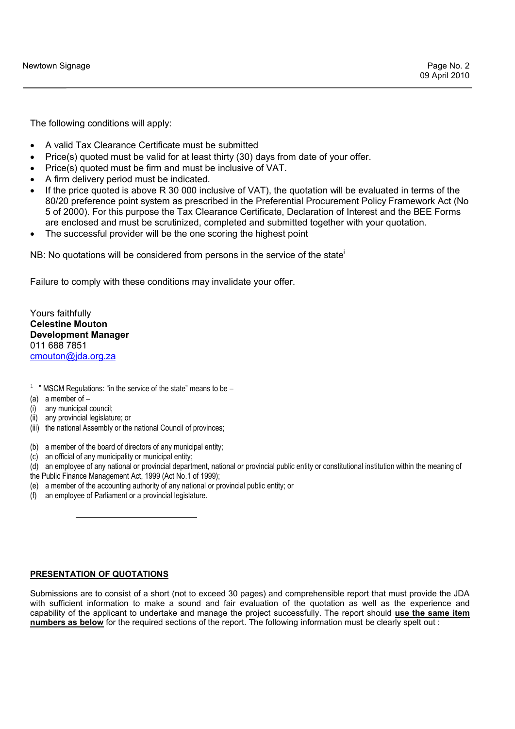The following conditions will apply:

- A valid Tax Clearance Certificate must be submitted
- Price(s) quoted must be valid for at least thirty (30) days from date of your offer.
- Price(s) quoted must be firm and must be inclusive of VAT.
- A firm delivery period must be indicated.
- If the price quoted is above R 30 000 inclusive of VAT), the quotation will be evaluated in terms of the 80/20 preference point system as prescribed in the Preferential Procurement Policy Framework Act (No 5 of 2000). For this purpose the Tax Clearance Certificate, Declaration of Interest and the BEE Forms are enclosed and must be scrutinized, completed and submitted together with your quotation.
- The successful provider will be the one scoring the highest point

NB: No quotations will be considered from persons in the service of the state[i]

Failure to comply with these conditions may invalidate your offer.

Yours faithfully
**Celestine Mouton**
**Development Manager**
011 688 7851
cmouton@jda.org.za

[1] • MSCM Regulations: "in the service of the state" means to be –
(a) a member of –
(i) any municipal council;
(ii) any provincial legislature; or
(iii) the national Assembly or the national Council of provinces;

(b) a member of the board of directors of any municipal entity;
(c) an official of any municipality or municipal entity;
(d) an employee of any national or provincial department, national or provincial public entity or constitutional institution within the meaning of the Public Finance Management Act, 1999 (Act No.1 of 1999);
(e) a member of the accounting authority of any national or provincial public entity; or
(f) an employee of Parliament or a provincial legislature.

## PRESENTATION OF QUOTATIONS

Submissions are to consist of a short (not to exceed 30 pages) and comprehensible report that must provide the JDA with sufficient information to make a sound and fair evaluation of the quotation as well as the experience and capability of the applicant to undertake and manage the project successfully. The report should **use the same item numbers as below** for the required sections of the report. The following information must be clearly spelt out :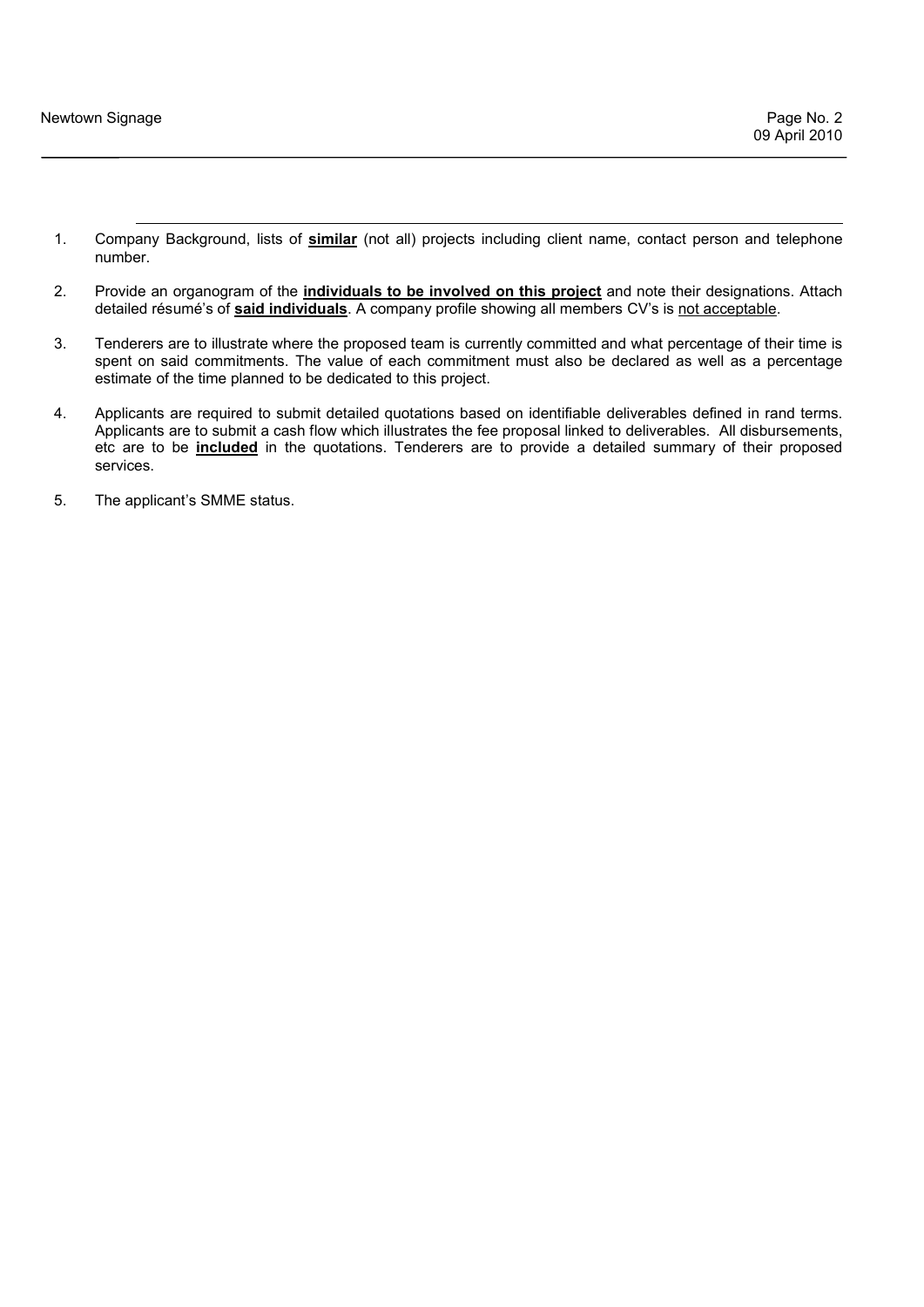1. Company Background, lists of **<u>similar</u>** (not all) projects including client name, contact person and telephone number.

2. Provide an organogram of the **<u>individuals to be involved on this project</u>** and note their designations. Attach detailed résumé's of **<u>said individuals</u>**. A company profile showing all members CV's is <u>not acceptable</u>.

3. Tenderers are to illustrate where the proposed team is currently committed and what percentage of their time is spent on said commitments. The value of each commitment must also be declared as well as a percentage estimate of the time planned to be dedicated to this project.

4. Applicants are required to submit detailed quotations based on identifiable deliverables defined in rand terms. Applicants are to submit a cash flow which illustrates the fee proposal linked to deliverables. All disbursements, etc are to be **<u>included</u>** in the quotations. Tenderers are to provide a detailed summary of their proposed services.

5. The applicant's SMME status.